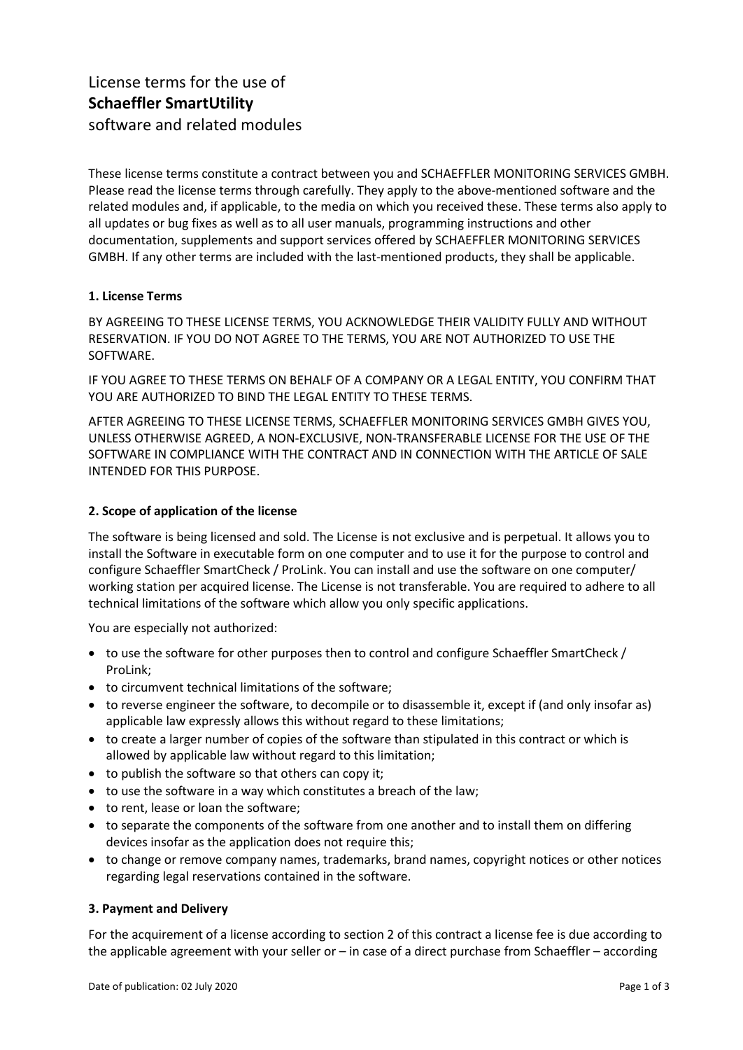# License terms for the use of **Schaeffler SmartUtility** software and related modules

These license terms constitute a contract between you and SCHAEFFLER MONITORING SERVICES GMBH. Please read the license terms through carefully. They apply to the above-mentioned software and the related modules and, if applicable, to the media on which you received these. These terms also apply to all updates or bug fixes as well as to all user manuals, programming instructions and other documentation, supplements and support services offered by SCHAEFFLER MONITORING SERVICES GMBH. If any other terms are included with the last-mentioned products, they shall be applicable.

### 1. License Terms

BY AGREEING TO THESE LICENSE TERMS, YOU ACKNOWLEDGE THEIR VALIDITY FULLY AND WITHOUT RESERVATION. IF YOU DO NOT AGREE TO THE TERMS, YOU ARE NOT AUTHORIZED TO USE THE SOFTWARE.

IF YOU AGREE TO THESE TERMS ON BEHALF OF A COMPANY OR A LEGAL ENTITY, YOU CONFIRM THAT YOU ARE AUTHORIZED TO BIND THE LEGAL ENTITY TO THESE TERMS.

AFTER AGREEING TO THESE LICENSE TERMS, SCHAEFFLER MONITORING SERVICES GMBH GIVES YOU, UNLESS OTHERWISE AGREED, A NON-EXCLUSIVE, NON-TRANSFERABLE LICENSE FOR THE USE OF THE SOFTWARE IN COMPLIANCE WITH THE CONTRACT AND IN CONNECTION WITH THE ARTICLE OF SALE INTENDED FOR THIS PURPOSE.

### 2. Scope of application of the license

The software is being licensed and sold. The License is not exclusive and is perpetual. It allows you to install the Software in executable form on one computer and to use it for the purpose to control and configure Schaeffler SmartCheck / ProLink. You can install and use the software on one computer/ working station per acquired license. The License is not transferable. You are required to adhere to all technical limitations of the software which allow you only specific applications.

You are especially not authorized:

- to use the software for other purposes then to control and configure Schaeffler SmartCheck / ProLink;
- to circumvent technical limitations of the software;
- to reverse engineer the software, to decompile or to disassemble it, except if (and only insofar as) applicable law expressly allows this without regard to these limitations;
- to create a larger number of copies of the software than stipulated in this contract or which is allowed by applicable law without regard to this limitation;
- to publish the software so that others can copy it;
- to use the software in a way which constitutes a breach of the law;
- to rent, lease or loan the software;
- to separate the components of the software from one another and to install them on differing devices insofar as the application does not require this;
- to change or remove company names, trademarks, brand names, copyright notices or other notices regarding legal reservations contained in the software.

### 3. Payment and Delivery

For the acquirement of a license according to section 2 of this contract a license fee is due according to the applicable agreement with your seller or – in case of a direct purchase from Schaeffler – according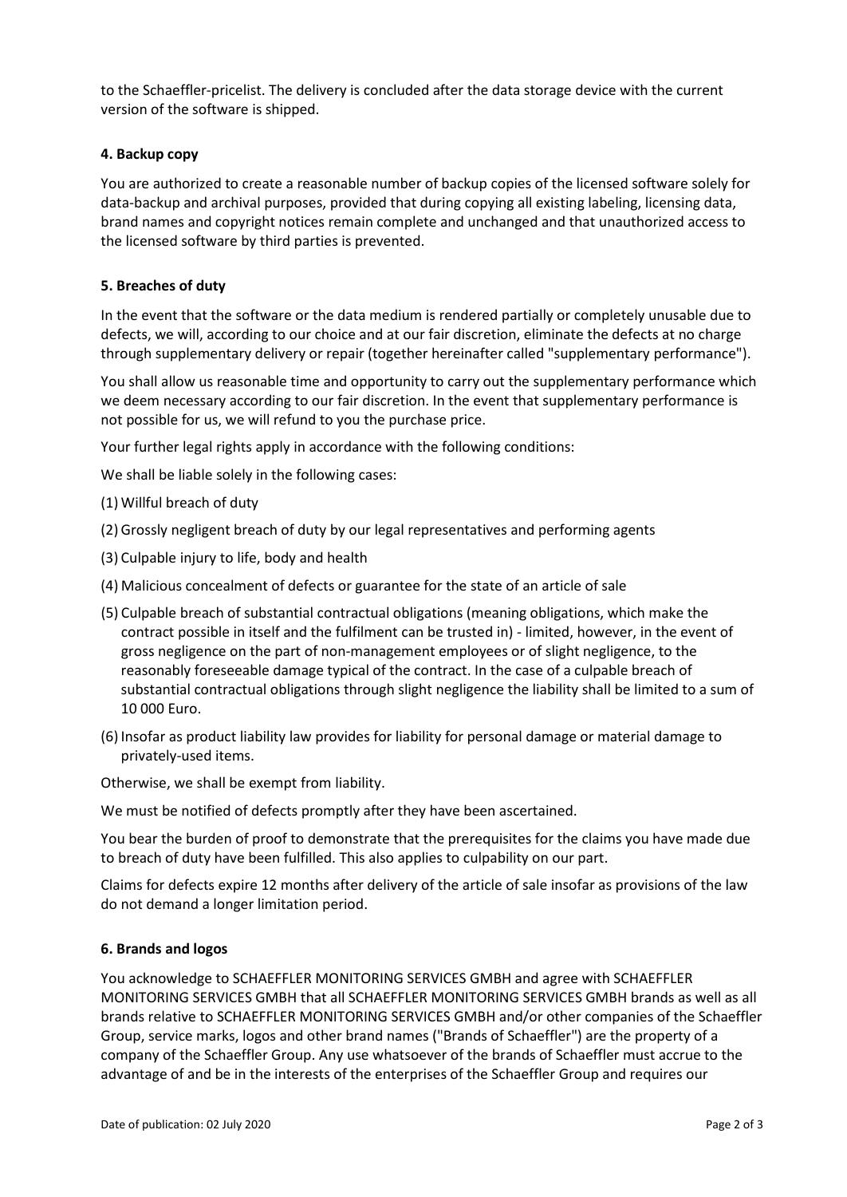to the Schaeffler-pricelist. The delivery is concluded after the data storage device with the current version of the software is shipped.

**4. Backup copy**

You are authorized to create a reasonable number of backup copies of the licensed software solely for data-backup and archival purposes, provided that during copying all existing labeling, licensing data, brand names and copyright notices remain complete and unchanged and that unauthorized access to the licensed software by third parties is prevented.

**5. Breaches of duty**

In the event that the software or the data medium is rendered partially or completely unusable due to defects, we will, according to our choice and at our fair discretion, eliminate the defects at no charge through supplementary delivery or repair (together hereinafter called "supplementary performance").

You shall allow us reasonable time and opportunity to carry out the supplementary performance which we deem necessary according to our fair discretion. In the event that supplementary performance is not possible for us, we will refund to you the purchase price.

Your further legal rights apply in accordance with the following conditions:

We shall be liable solely in the following cases:

(1) Willful breach of duty

(2) Grossly negligent breach of duty by our legal representatives and performing agents

(3) Culpable injury to life, body and health

(4) Malicious concealment of defects or guarantee for the state of an article of sale

(5) Culpable breach of substantial contractual obligations (meaning obligations, which make the contract possible in itself and the fulfilment can be trusted in) - limited, however, in the event of gross negligence on the part of non-management employees or of slight negligence, to the reasonably foreseeable damage typical of the contract. In the case of a culpable breach of substantial contractual obligations through slight negligence the liability shall be limited to a sum of 10 000 Euro.

(6) Insofar as product liability law provides for liability for personal damage or material damage to privately-used items.

Otherwise, we shall be exempt from liability.

We must be notified of defects promptly after they have been ascertained.

You bear the burden of proof to demonstrate that the prerequisites for the claims you have made due to breach of duty have been fulfilled. This also applies to culpability on our part.

Claims for defects expire 12 months after delivery of the article of sale insofar as provisions of the law do not demand a longer limitation period.

**6. Brands and logos**

You acknowledge to SCHAEFFLER MONITORING SERVICES GMBH and agree with SCHAEFFLER MONITORING SERVICES GMBH that all SCHAEFFLER MONITORING SERVICES GMBH brands as well as all brands relative to SCHAEFFLER MONITORING SERVICES GMBH and/or other companies of the Schaeffler Group, service marks, logos and other brand names ("Brands of Schaeffler") are the property of a company of the Schaeffler Group. Any use whatsoever of the brands of Schaeffler must accrue to the advantage of and be in the interests of the enterprises of the Schaeffler Group and requires our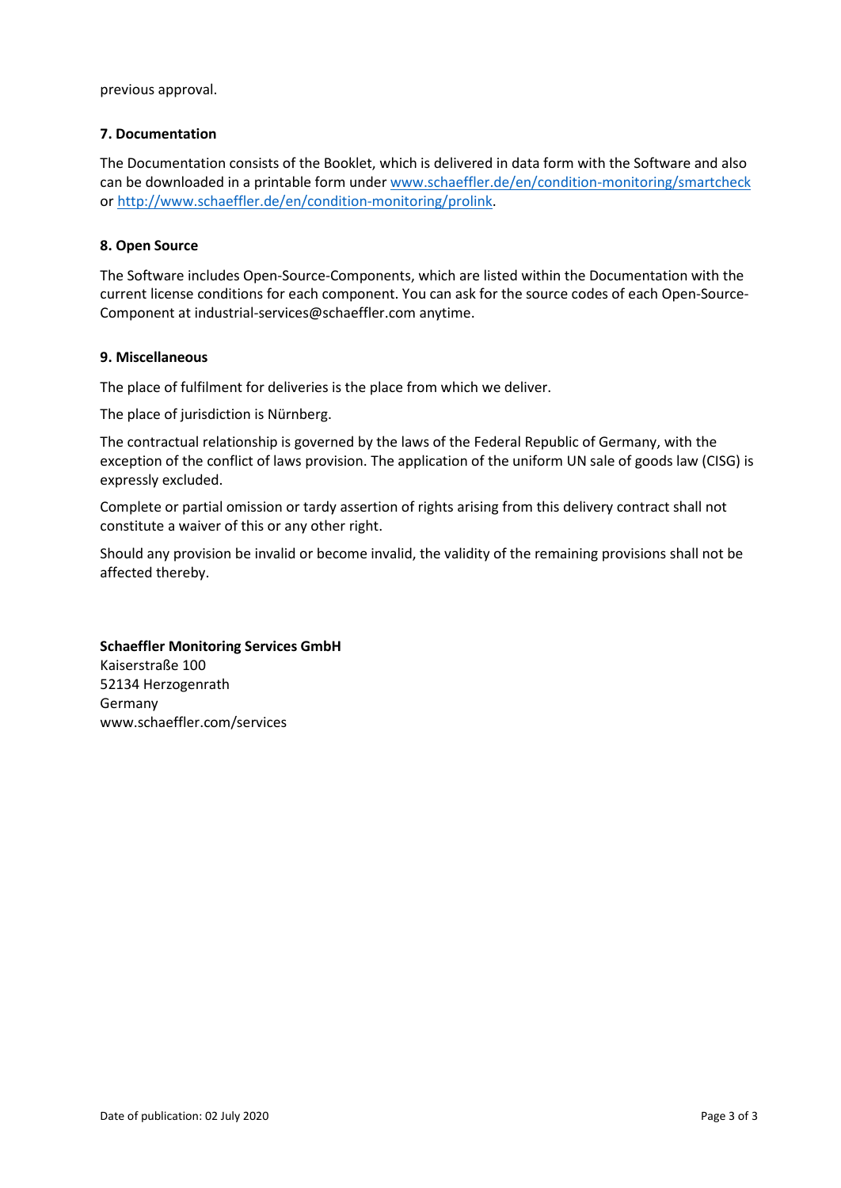previous approval.

### 7. Documentation

The Documentation consists of the Booklet, which is delivered in data form with the Software and also can be downloaded in a printable form under [www.schaeffler.de/en/condition-monitoring/smartcheck](http://www.schaeffler.de/en/condition-monitoring/smartcheck) or [http://www.schaeffler.de/en/condition-monitoring/prolink](http://www.schaeffler.de/en/condition-monitoring/prolink).

### 8. Open Source

The Software includes Open-Source-Components, which are listed within the Documentation with the current license conditions for each component. You can ask for the source codes of each Open-Source-Component at industrial-services@schaeffler.com anytime.

### 9. Miscellaneous

The place of fulfilment for deliveries is the place from which we deliver.

The place of jurisdiction is Nürnberg.

The contractual relationship is governed by the laws of the Federal Republic of Germany, with the exception of the conflict of laws provision. The application of the uniform UN sale of goods law (CISG) is expressly excluded.

Complete or partial omission or tardy assertion of rights arising from this delivery contract shall not constitute a waiver of this or any other right.

Should any provision be invalid or become invalid, the validity of the remaining provisions shall not be affected thereby.

**Schaeffler Monitoring Services GmbH**
Kaiserstraße 100
52134 Herzogenrath
Germany
www.schaeffler.com/services

Date of publication: 02 July 2020